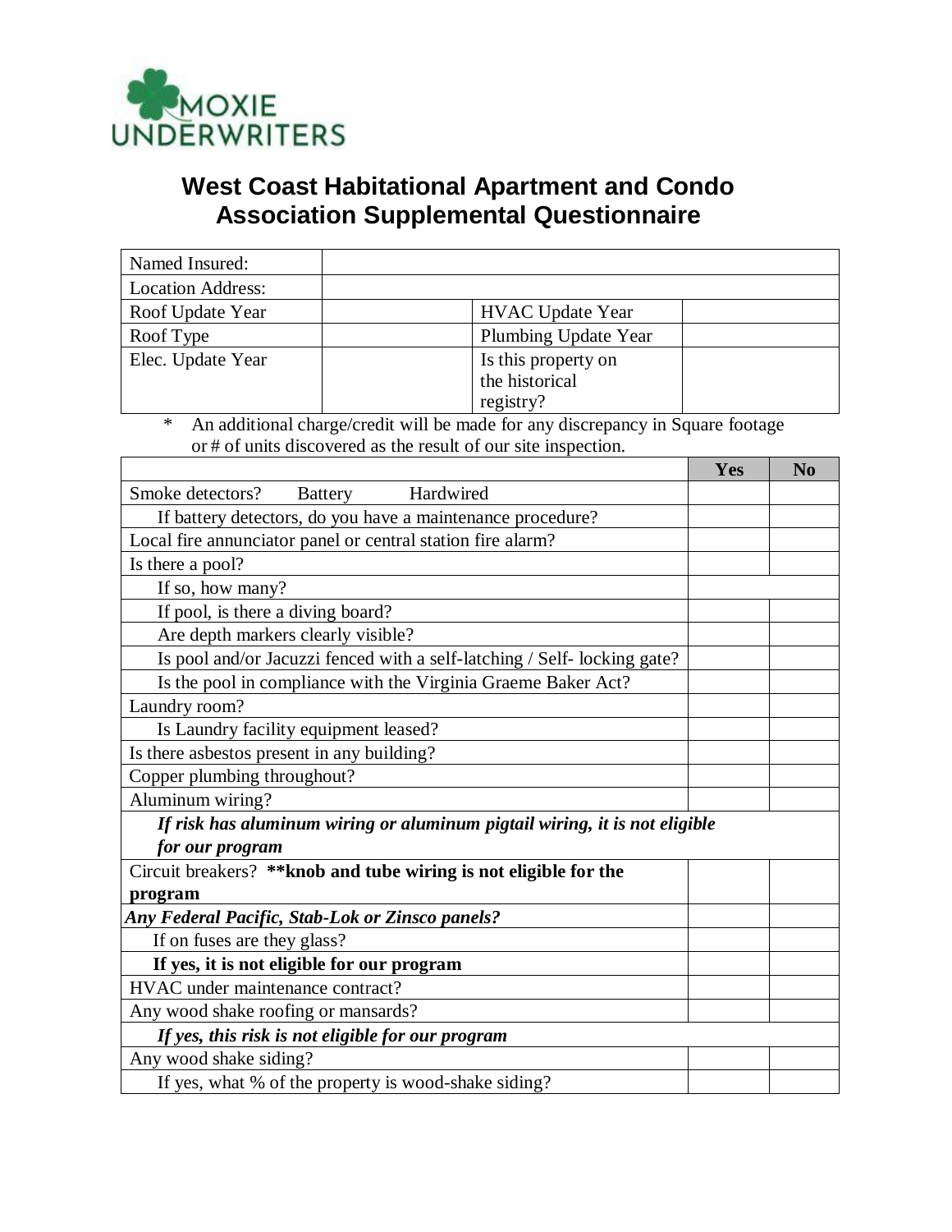MOXIE UNDERWRITERS

# West Coast Habitational Apartment and Condo Association Supplemental Questionnaire

| Named Insured: | | | |
|---|---|---|---|
| Location Address: | | | |
| Roof Update Year | | HVAC Update Year | |
| Roof Type | | Plumbing Update Year | |
| Elec. Update Year | | Is this property on the historical registry? | |

\* An additional charge/credit will be made for any discrepancy in Square footage or # of units discovered as the result of our site inspection.

| | Yes | No |
|---|---|---|
| Smoke detectors? Battery Hardwired | | |
| If battery detectors, do you have a maintenance procedure? | | |
| Local fire annunciator panel or central station fire alarm? | | |
| Is there a pool? | | |
| If so, how many? | | |
| If pool, is there a diving board? | | |
| Are depth markers clearly visible? | | |
| Is pool and/or Jacuzzi fenced with a self-latching / Self- locking gate? | | |
| Is the pool in compliance with the Virginia Graeme Baker Act? | | |
| Laundry room? | | |
| Is Laundry facility equipment leased? | | |
| Is there asbestos present in any building? | | |
| Copper plumbing throughout? | | |
| Aluminum wiring? | | |
| ***If risk has aluminum wiring or aluminum pigtail wiring, it is not eligible for our program*** | | |
| Circuit breakers? **\*\*knob and tube wiring is not eligible for the program** | | |
| ***Any Federal Pacific, Stab-Lok or Zinsco panels?*** | | |
| If on fuses are they glass? | | |
| **If yes, it is not eligible for our program** | | |
| HVAC under maintenance contract? | | |
| Any wood shake roofing or mansards? | | |
| ***If yes, this risk is not eligible for our program*** | | |
| Any wood shake siding? | | |
| If yes, what % of the property is wood-shake siding? | | |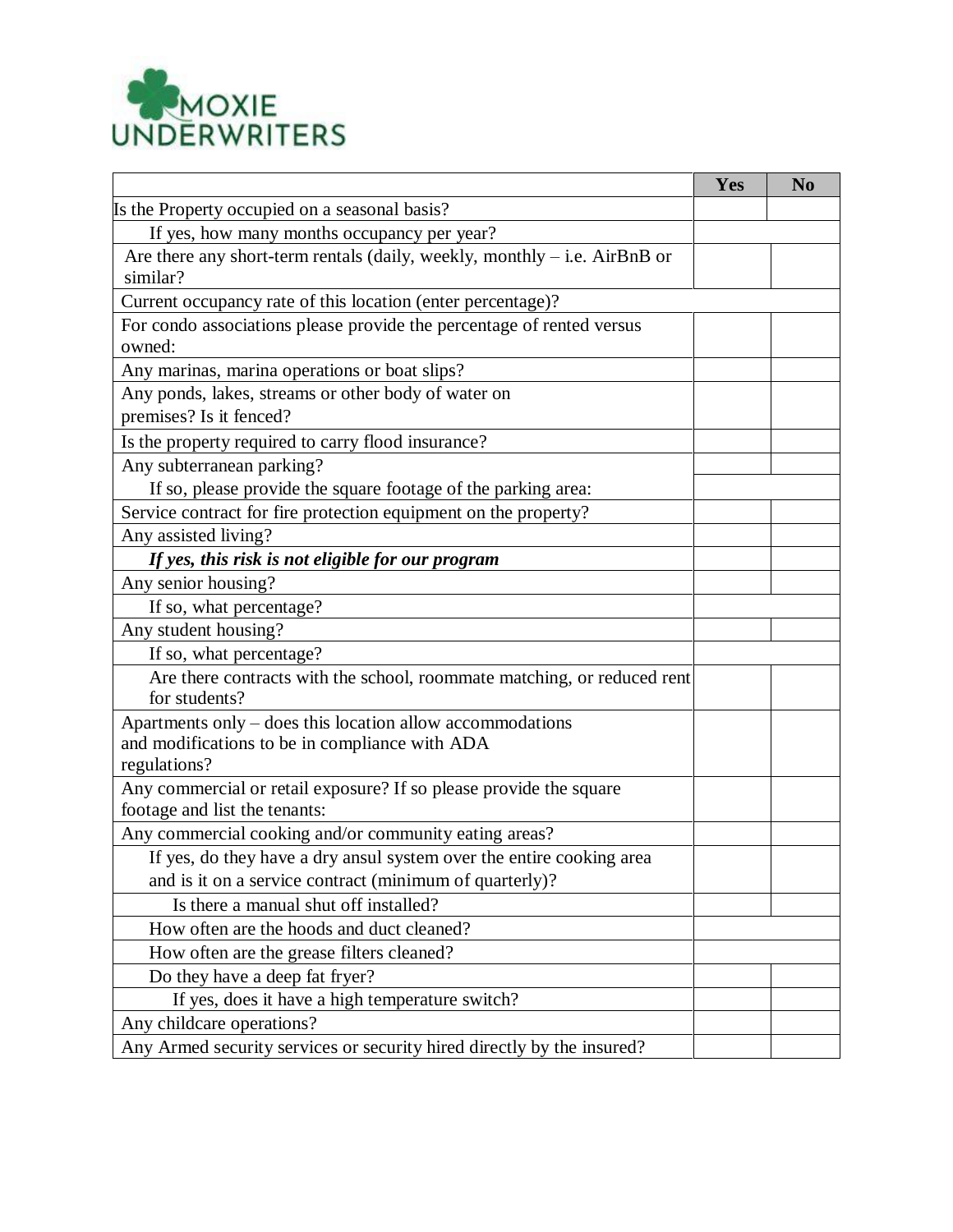| | Yes | No |
|---|---|---|
| Is the Property occupied on a seasonal basis? | | |
| If yes, how many months occupancy per year? | | |
| Are there any short-term rentals (daily, weekly, monthly – i.e. AirBnB or similar? | | |
| Current occupancy rate of this location (enter percentage)? | | |
| For condo associations please provide the percentage of rented versus owned: | | |
| Any marinas, marina operations or boat slips? | | |
| Any ponds, lakes, streams or other body of water on premises? Is it fenced? | | |
| Is the property required to carry flood insurance? | | |
| Any subterranean parking? | | |
| If so, please provide the square footage of the parking area: | | |
| Service contract for fire protection equipment on the property? | | |
| Any assisted living? | | |
| ***If yes, this risk is not eligible for our program*** | | |
| Any senior housing? | | |
| If so, what percentage? | | |
| Any student housing? | | |
| If so, what percentage? | | |
| Are there contracts with the school, roommate matching, or reduced rent for students? | | |
| Apartments only – does this location allow accommodations and modifications to be in compliance with ADA regulations? | | |
| Any commercial or retail exposure? If so please provide the square footage and list the tenants: | | |
| Any commercial cooking and/or community eating areas? | | |
| If yes, do they have a dry ansul system over the entire cooking area and is it on a service contract (minimum of quarterly)? | | |
| Is there a manual shut off installed? | | |
| How often are the hoods and duct cleaned? | | |
| How often are the grease filters cleaned? | | |
| Do they have a deep fat fryer? | | |
| If yes, does it have a high temperature switch? | | |
| Any childcare operations? | | |
| Any Armed security services or security hired directly by the insured? | | |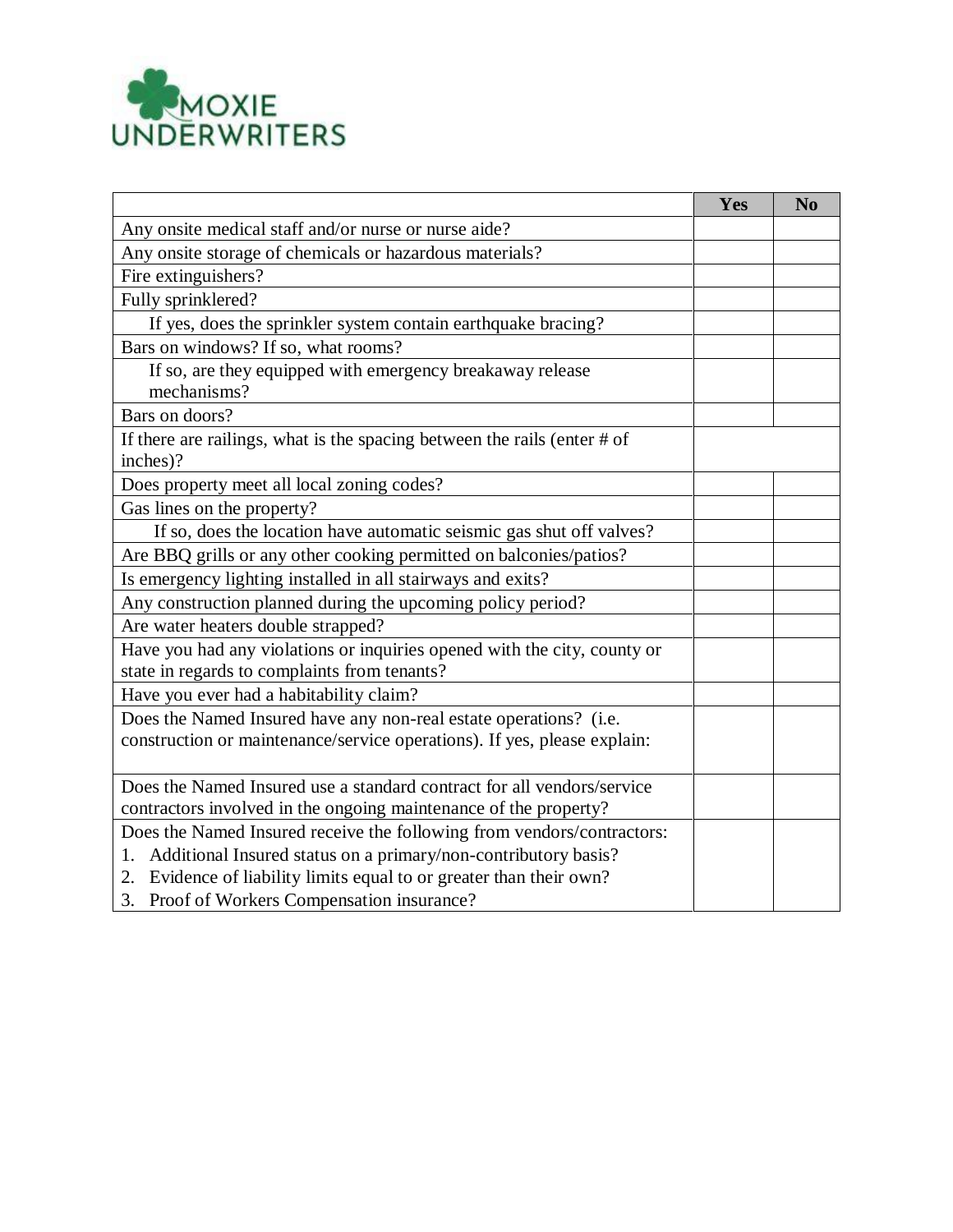MOXIE UNDERWRITERS

| | Yes | No |
|---|---|---|
| Any onsite medical staff and/or nurse or nurse aide? | | |
| Any onsite storage of chemicals or hazardous materials? | | |
| Fire extinguishers? | | |
| Fully sprinklered? | | |
| If yes, does the sprinkler system contain earthquake bracing? | | |
| Bars on windows? If so, what rooms? | | |
| If so, are they equipped with emergency breakaway release mechanisms? | | |
| Bars on doors? | | |
| If there are railings, what is the spacing between the rails (enter # of inches)? | | |
| Does property meet all local zoning codes? | | |
| Gas lines on the property? | | |
| If so, does the location have automatic seismic gas shut off valves? | | |
| Are BBQ grills or any other cooking permitted on balconies/patios? | | |
| Is emergency lighting installed in all stairways and exits? | | |
| Any construction planned during the upcoming policy period? | | |
| Are water heaters double strapped? | | |
| Have you had any violations or inquiries opened with the city, county or state in regards to complaints from tenants? | | |
| Have you ever had a habitability claim? | | |
| Does the Named Insured have any non-real estate operations? (i.e. construction or maintenance/service operations). If yes, please explain: | | |
| Does the Named Insured use a standard contract for all vendors/service contractors involved in the ongoing maintenance of the property? | | |
| Does the Named Insured receive the following from vendors/contractors:<br>1. Additional Insured status on a primary/non-contributory basis?<br>2. Evidence of liability limits equal to or greater than their own?<br>3. Proof of Workers Compensation insurance? | | |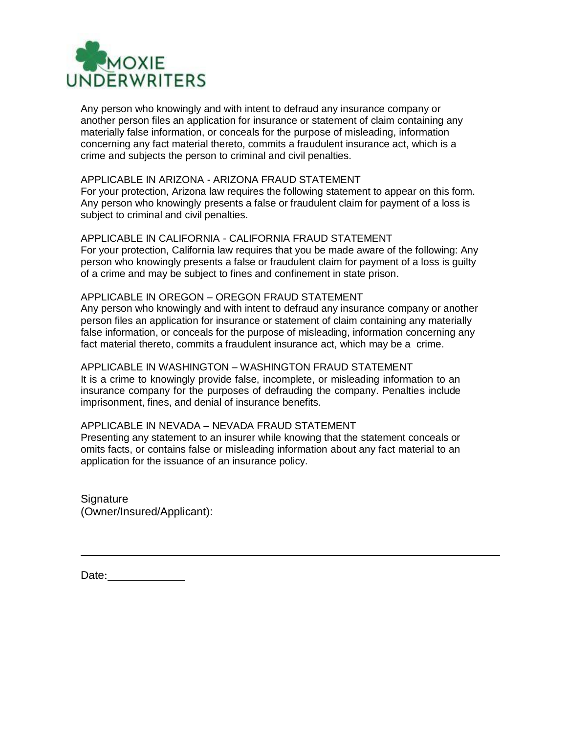Any person who knowingly and with intent to defraud any insurance company or another person files an application for insurance or statement of claim containing any materially false information, or conceals for the purpose of misleading, information concerning any fact material thereto, commits a fraudulent insurance act, which is a crime and subjects the person to criminal and civil penalties.

APPLICABLE IN ARIZONA - ARIZONA FRAUD STATEMENT
For your protection, Arizona law requires the following statement to appear on this form. Any person who knowingly presents a false or fraudulent claim for payment of a loss is subject to criminal and civil penalties.

APPLICABLE IN CALIFORNIA - CALIFORNIA FRAUD STATEMENT
For your protection, California law requires that you be made aware of the following: Any person who knowingly presents a false or fraudulent claim for payment of a loss is guilty of a crime and may be subject to fines and confinement in state prison.

APPLICABLE IN OREGON – OREGON FRAUD STATEMENT
Any person who knowingly and with intent to defraud any insurance company or another person files an application for insurance or statement of claim containing any materially false information, or conceals for the purpose of misleading, information concerning any fact material thereto, commits a fraudulent insurance act, which may be a crime.

APPLICABLE IN WASHINGTON – WASHINGTON FRAUD STATEMENT
It is a crime to knowingly provide false, incomplete, or misleading information to an insurance company for the purposes of defrauding the company. Penalties include imprisonment, fines, and denial of insurance benefits.

APPLICABLE IN NEVADA – NEVADA FRAUD STATEMENT
Presenting any statement to an insurer while knowing that the statement conceals or omits facts, or contains false or misleading information about any fact material to an application for the issuance of an insurance policy.

Signature
(Owner/Insured/Applicant):

______________________________________________________________

Date:____________